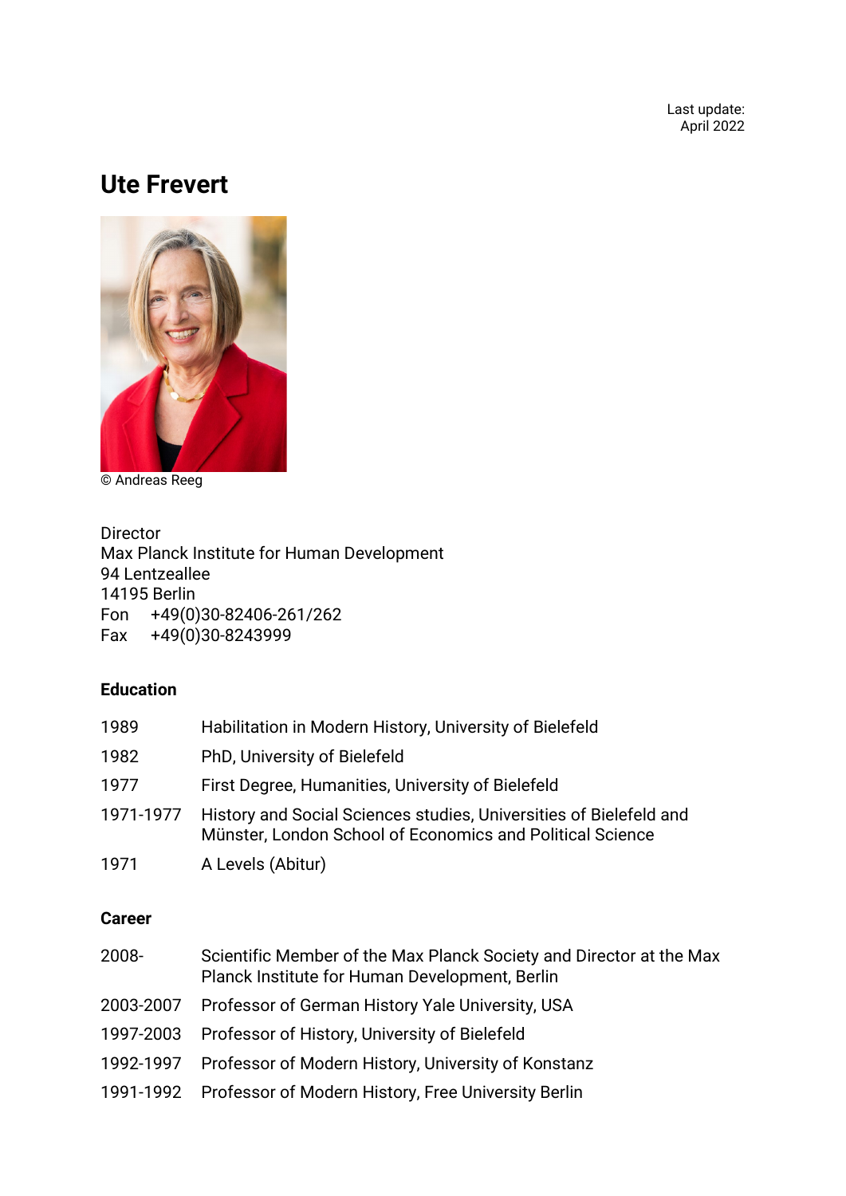Last update:
April 2022

# Ute Frevert

© Andreas Reeg

Director
Max Planck Institute for Human Development
94 Lentzeallee
14195 Berlin
Fon +49(0)30-82406-261/262
Fax +49(0)30-8243999

### Education

| | |
|---|---|
| 1989 | Habilitation in Modern History, University of Bielefeld |
| 1982 | PhD, University of Bielefeld |
| 1977 | First Degree, Humanities, University of Bielefeld |
| 1971-1977 | History and Social Sciences studies, Universities of Bielefeld and Münster, London School of Economics and Political Science |
| 1971 | A Levels (Abitur) |

### Career

| | |
|---|---|
| 2008- | Scientific Member of the Max Planck Society and Director at the Max Planck Institute for Human Development, Berlin |
| 2003-2007 | Professor of German History Yale University, USA |
| 1997-2003 | Professor of History, University of Bielefeld |
| 1992-1997 | Professor of Modern History, University of Konstanz |
| 1991-1992 | Professor of Modern History, Free University Berlin |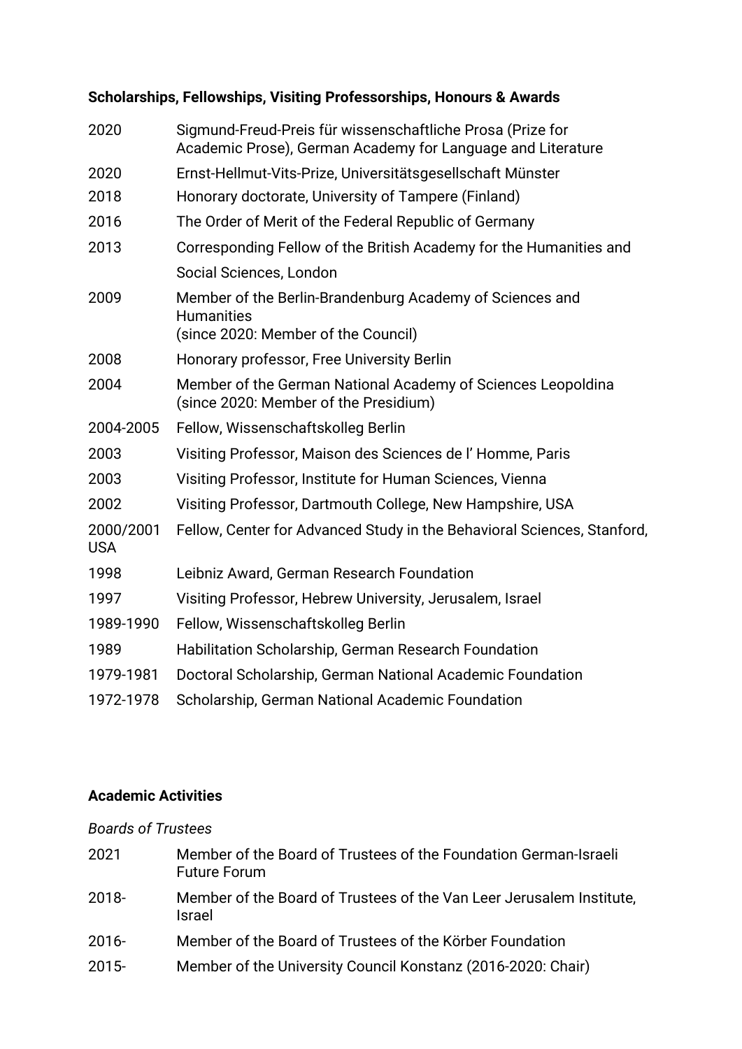**Scholarships, Fellowships, Visiting Professorships, Honours & Awards**

| | |
|---|---|
| 2020 | Sigmund-Freud-Preis für wissenschaftliche Prosa (Prize for Academic Prose), German Academy for Language and Literature |
| 2020 | Ernst-Hellmut-Vits-Prize, Universitätsgesellschaft Münster |
| 2018 | Honorary doctorate, University of Tampere (Finland) |
| 2016 | The Order of Merit of the Federal Republic of Germany |
| 2013 | Corresponding Fellow of the British Academy for the Humanities and Social Sciences, London |
| 2009 | Member of the Berlin-Brandenburg Academy of Sciences and Humanities (since 2020: Member of the Council) |
| 2008 | Honorary professor, Free University Berlin |
| 2004 | Member of the German National Academy of Sciences Leopoldina (since 2020: Member of the Presidium) |
| 2004-2005 | Fellow, Wissenschaftskolleg Berlin |
| 2003 | Visiting Professor, Maison des Sciences de l' Homme, Paris |
| 2003 | Visiting Professor, Institute for Human Sciences, Vienna |
| 2002 | Visiting Professor, Dartmouth College, New Hampshire, USA |
| 2000/2001 | Fellow, Center for Advanced Study in the Behavioral Sciences, Stanford, USA |
| 1998 | Leibniz Award, German Research Foundation |
| 1997 | Visiting Professor, Hebrew University, Jerusalem, Israel |
| 1989-1990 | Fellow, Wissenschaftskolleg Berlin |
| 1989 | Habilitation Scholarship, German Research Foundation |
| 1979-1981 | Doctoral Scholarship, German National Academic Foundation |
| 1972-1978 | Scholarship, German National Academic Foundation |

**Academic Activities**

*Boards of Trustees*

| | |
|---|---|
| 2021 | Member of the Board of Trustees of the Foundation German-Israeli Future Forum |
| 2018- | Member of the Board of Trustees of the Van Leer Jerusalem Institute, Israel |
| 2016- | Member of the Board of Trustees of the Körber Foundation |
| 2015- | Member of the University Council Konstanz (2016-2020: Chair) |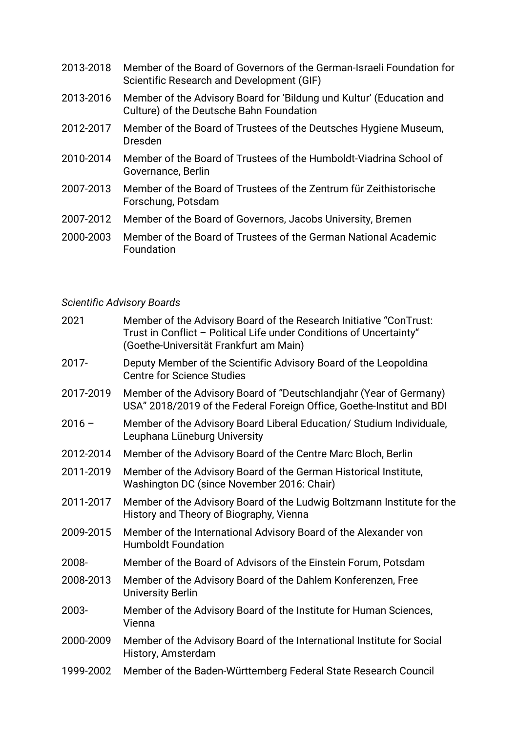| | |
|---|---|
| 2013-2018 | Member of the Board of Governors of the German-Israeli Foundation for Scientific Research and Development (GIF) |
| 2013-2016 | Member of the Advisory Board for 'Bildung und Kultur' (Education and Culture) of the Deutsche Bahn Foundation |
| 2012-2017 | Member of the Board of Trustees of the Deutsches Hygiene Museum, Dresden |
| 2010-2014 | Member of the Board of Trustees of the Humboldt-Viadrina School of Governance, Berlin |
| 2007-2013 | Member of the Board of Trustees of the Zentrum für Zeithistorische Forschung, Potsdam |
| 2007-2012 | Member of the Board of Governors, Jacobs University, Bremen |
| 2000-2003 | Member of the Board of Trustees of the German National Academic Foundation |

*Scientific Advisory Boards*

| | |
|---|---|
| 2021 | Member of the Advisory Board of the Research Initiative "ConTrust: Trust in Conflict – Political Life under Conditions of Uncertainty" (Goethe-Universität Frankfurt am Main) |
| 2017- | Deputy Member of the Scientific Advisory Board of the Leopoldina Centre for Science Studies |
| 2017-2019 | Member of the Advisory Board of "Deutschlandjahr (Year of Germany) USA" 2018/2019 of the Federal Foreign Office, Goethe-Institut and BDI |
| 2016 – | Member of the Advisory Board Liberal Education/ Studium Individuale, Leuphana Lüneburg University |
| 2012-2014 | Member of the Advisory Board of the Centre Marc Bloch, Berlin |
| 2011-2019 | Member of the Advisory Board of the German Historical Institute, Washington DC (since November 2016: Chair) |
| 2011-2017 | Member of the Advisory Board of the Ludwig Boltzmann Institute for the History and Theory of Biography, Vienna |
| 2009-2015 | Member of the International Advisory Board of the Alexander von Humboldt Foundation |
| 2008- | Member of the Board of Advisors of the Einstein Forum, Potsdam |
| 2008-2013 | Member of the Advisory Board of the Dahlem Konferenzen, Free University Berlin |
| 2003- | Member of the Advisory Board of the Institute for Human Sciences, Vienna |
| 2000-2009 | Member of the Advisory Board of the International Institute for Social History, Amsterdam |
| 1999-2002 | Member of the Baden-Württemberg Federal State Research Council |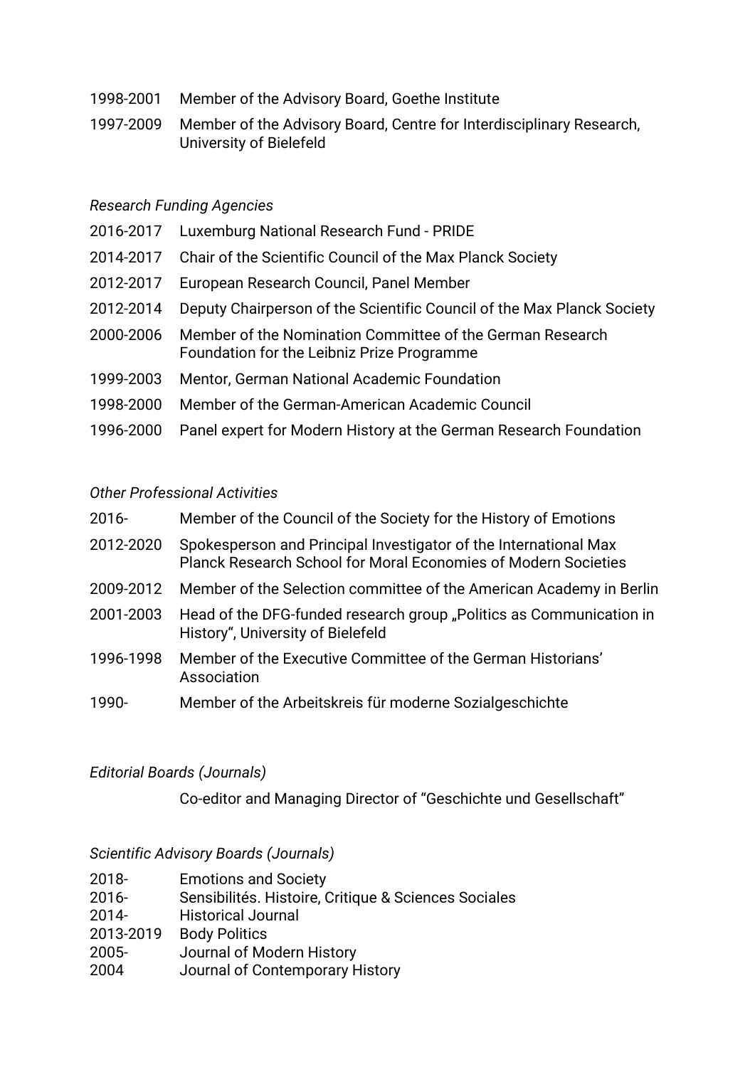1998-2001 Member of the Advisory Board, Goethe Institute

1997-2009 Member of the Advisory Board, Centre for Interdisciplinary Research, University of Bielefeld

*Research Funding Agencies*

2016-2017 Luxemburg National Research Fund - PRIDE

2014-2017 Chair of the Scientific Council of the Max Planck Society

2012-2017 European Research Council, Panel Member

2012-2014 Deputy Chairperson of the Scientific Council of the Max Planck Society

2000-2006 Member of the Nomination Committee of the German Research Foundation for the Leibniz Prize Programme

1999-2003 Mentor, German National Academic Foundation

1998-2000 Member of the German-American Academic Council

1996-2000 Panel expert for Modern History at the German Research Foundation

*Other Professional Activities*

2016- Member of the Council of the Society for the History of Emotions

2012-2020 Spokesperson and Principal Investigator of the International Max Planck Research School for Moral Economies of Modern Societies

2009-2012 Member of the Selection committee of the American Academy in Berlin

2001-2003 Head of the DFG-funded research group „Politics as Communication in History", University of Bielefeld

1996-1998 Member of the Executive Committee of the German Historians' Association

1990- Member of the Arbeitskreis für moderne Sozialgeschichte

*Editorial Boards (Journals)*

Co-editor and Managing Director of "Geschichte und Gesellschaft"

*Scientific Advisory Boards (Journals)*

2018- Emotions and Society

2016- Sensibilités. Histoire, Critique & Sciences Sociales

2014- Historical Journal

2013-2019 Body Politics

2005- Journal of Modern History

2004 Journal of Contemporary History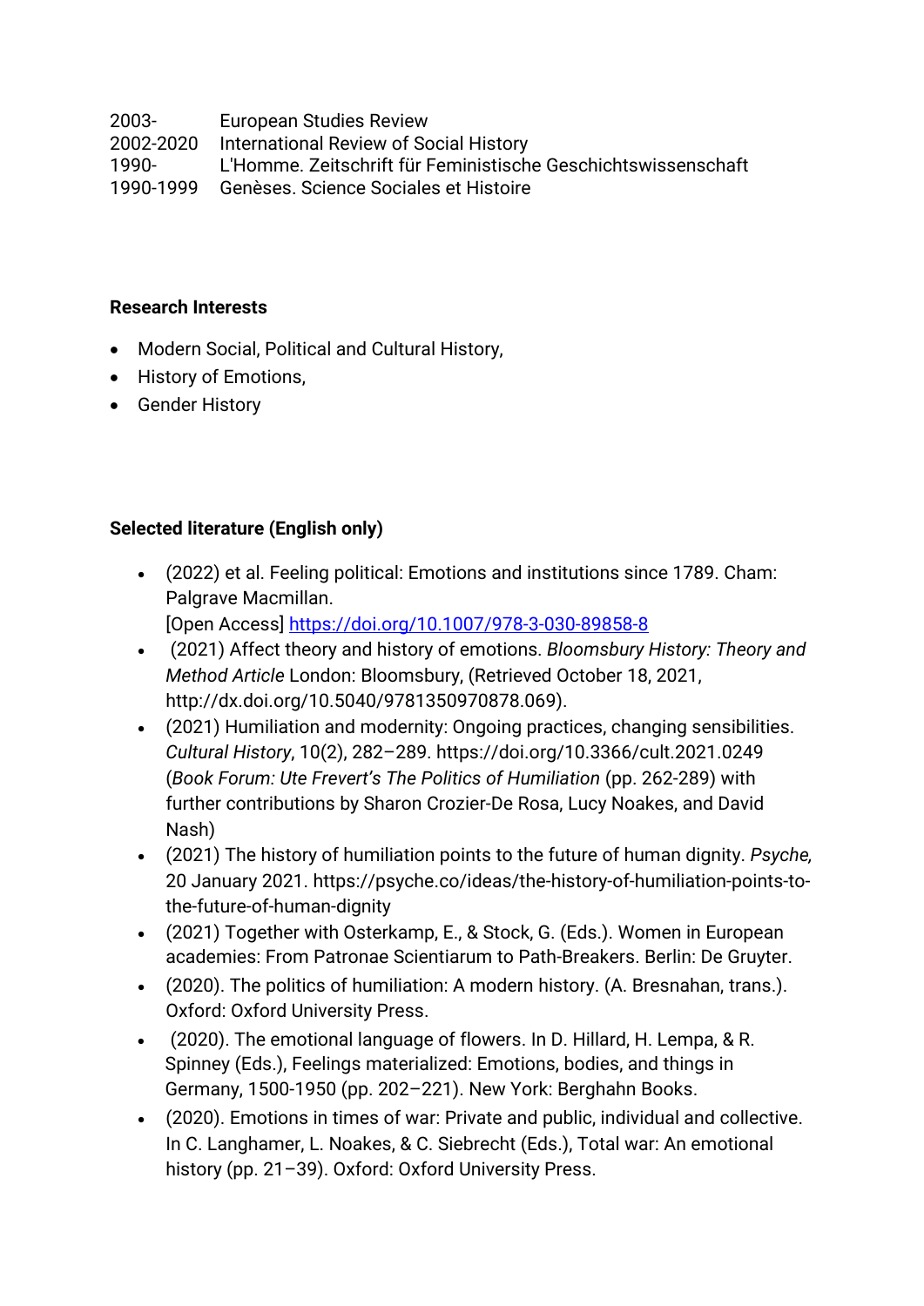| | |
|---|---|
| 2003- | European Studies Review |
| 2002-2020 | International Review of Social History |
| 1990- | L'Homme. Zeitschrift für Feministische Geschichtswissenschaft |
| 1990-1999 | Genèses. Science Sociales et Histoire |

**Research Interests**

- Modern Social, Political and Cultural History,
- History of Emotions,
- Gender History

**Selected literature (English only)**

- (2022) et al. Feeling political: Emotions and institutions since 1789. Cham: Palgrave Macmillan.
  [Open Access] https://doi.org/10.1007/978-3-030-89858-8
- (2021) Affect theory and history of emotions. *Bloomsbury History: Theory and Method Article* London: Bloomsbury, (Retrieved October 18, 2021, http://dx.doi.org/10.5040/9781350970878.069).
- (2021) Humiliation and modernity: Ongoing practices, changing sensibilities. *Cultural History*, 10(2), 282–289. https://doi.org/10.3366/cult.2021.0249 (*Book Forum: Ute Frevert's The Politics of Humiliation* (pp. 262-289) with further contributions by Sharon Crozier-De Rosa, Lucy Noakes, and David Nash)
- (2021) The history of humiliation points to the future of human dignity. *Psyche,* 20 January 2021. https://psyche.co/ideas/the-history-of-humiliation-points-to-the-future-of-human-dignity
- (2021) Together with Osterkamp, E., & Stock, G. (Eds.). Women in European academies: From Patronae Scientiarum to Path-Breakers. Berlin: De Gruyter.
- (2020). The politics of humiliation: A modern history. (A. Bresnahan, trans.). Oxford: Oxford University Press.
- (2020). The emotional language of flowers. In D. Hillard, H. Lempa, & R. Spinney (Eds.), Feelings materialized: Emotions, bodies, and things in Germany, 1500-1950 (pp. 202–221). New York: Berghahn Books.
- (2020). Emotions in times of war: Private and public, individual and collective. In C. Langhamer, L. Noakes, & C. Siebrecht (Eds.), Total war: An emotional history (pp. 21–39). Oxford: Oxford University Press.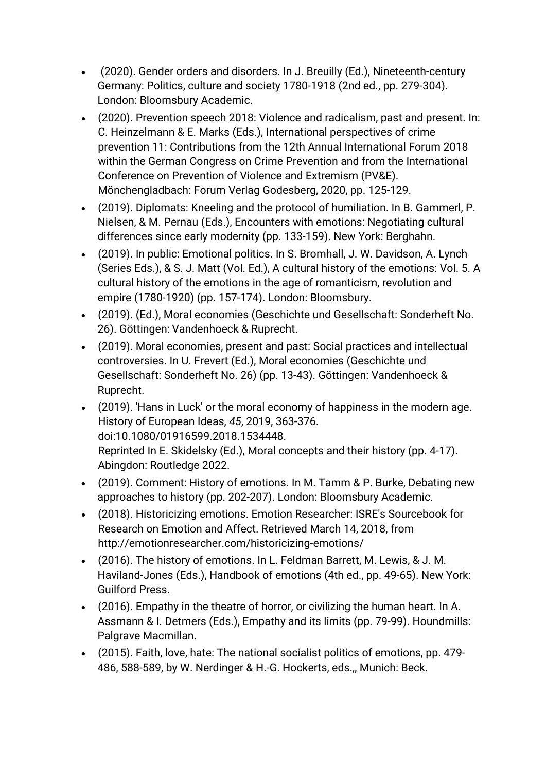- (2020). Gender orders and disorders. In J. Breuilly (Ed.), Nineteenth-century Germany: Politics, culture and society 1780-1918 (2nd ed., pp. 279-304). London: Bloomsbury Academic.
- (2020). Prevention speech 2018: Violence and radicalism, past and present. In: C. Heinzelmann & E. Marks (Eds.), International perspectives of crime prevention 11: Contributions from the 12th Annual International Forum 2018 within the German Congress on Crime Prevention and from the International Conference on Prevention of Violence and Extremism (PV&E). Mönchengladbach: Forum Verlag Godesberg, 2020, pp. 125-129.
- (2019). Diplomats: Kneeling and the protocol of humiliation. In B. Gammerl, P. Nielsen, & M. Pernau (Eds.), Encounters with emotions: Negotiating cultural differences since early modernity (pp. 133-159). New York: Berghahn.
- (2019). In public: Emotional politics. In S. Bromhall, J. W. Davidson, A. Lynch (Series Eds.), & S. J. Matt (Vol. Ed.), A cultural history of the emotions: Vol. 5. A cultural history of the emotions in the age of romanticism, revolution and empire (1780-1920) (pp. 157-174). London: Bloomsbury.
- (2019). (Ed.), Moral economies (Geschichte und Gesellschaft: Sonderheft No. 26). Göttingen: Vandenhoeck & Ruprecht.
- (2019). Moral economies, present and past: Social practices and intellectual controversies. In U. Frevert (Ed.), Moral economies (Geschichte und Gesellschaft: Sonderheft No. 26) (pp. 13-43). Göttingen: Vandenhoeck & Ruprecht.
- (2019). 'Hans in Luck' or the moral economy of happiness in the modern age. History of European Ideas, *45*, 2019, 363-376. doi:10.1080/01916599.2018.1534448.
  Reprinted In E. Skidelsky (Ed.), Moral concepts and their history (pp. 4-17). Abingdon: Routledge 2022.
- (2019). Comment: History of emotions. In M. Tamm & P. Burke, Debating new approaches to history (pp. 202-207). London: Bloomsbury Academic.
- (2018). Historicizing emotions. Emotion Researcher: ISRE's Sourcebook for Research on Emotion and Affect. Retrieved March 14, 2018, from http://emotionresearcher.com/historicizing-emotions/
- (2016). The history of emotions. In L. Feldman Barrett, M. Lewis, & J. M. Haviland-Jones (Eds.), Handbook of emotions (4th ed., pp. 49-65). New York: Guilford Press.
- (2016). Empathy in the theatre of horror, or civilizing the human heart. In A. Assmann & I. Detmers (Eds.), Empathy and its limits (pp. 79-99). Houndmills: Palgrave Macmillan.
- (2015). Faith, love, hate: The national socialist politics of emotions, pp. 479-486, 588-589, by W. Nerdinger & H.-G. Hockerts, eds.,, Munich: Beck.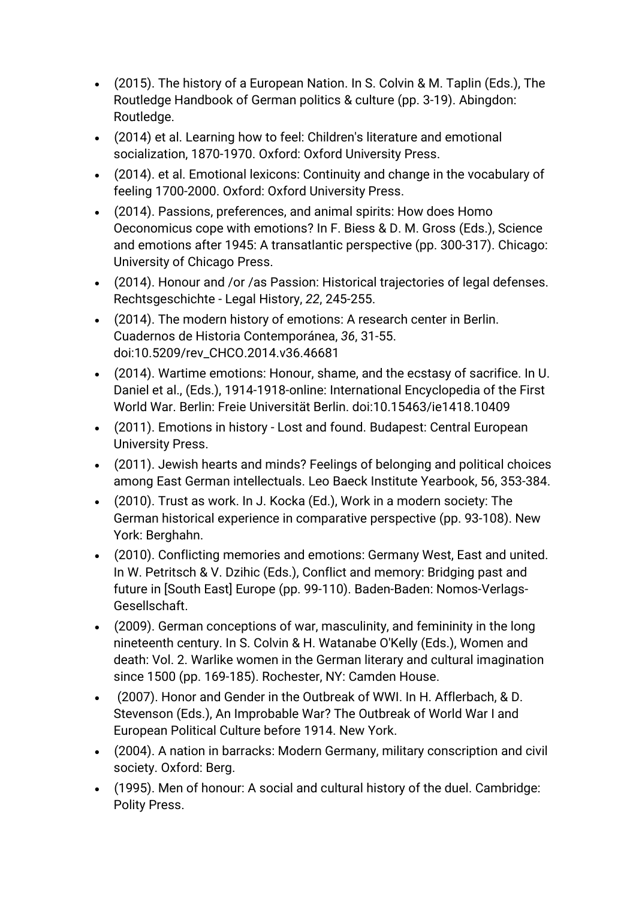- (2015). The history of a European Nation. In S. Colvin & M. Taplin (Eds.), The Routledge Handbook of German politics & culture (pp. 3-19). Abingdon: Routledge.
- (2014) et al. Learning how to feel: Children's literature and emotional socialization, 1870-1970. Oxford: Oxford University Press.
- (2014). et al. Emotional lexicons: Continuity and change in the vocabulary of feeling 1700-2000. Oxford: Oxford University Press.
- (2014). Passions, preferences, and animal spirits: How does Homo Oeconomicus cope with emotions? In F. Biess & D. M. Gross (Eds.), Science and emotions after 1945: A transatlantic perspective (pp. 300-317). Chicago: University of Chicago Press.
- (2014). Honour and /or /as Passion: Historical trajectories of legal defenses. Rechtsgeschichte - Legal History, *22*, 245-255.
- (2014). The modern history of emotions: A research center in Berlin. Cuadernos de Historia Contemporánea, *36*, 31-55. doi:10.5209/rev_CHCO.2014.v36.46681
- (2014). Wartime emotions: Honour, shame, and the ecstasy of sacrifice. In U. Daniel et al., (Eds.), 1914-1918-online: International Encyclopedia of the First World War. Berlin: Freie Universität Berlin. doi:10.15463/ie1418.10409
- (2011). Emotions in history - Lost and found. Budapest: Central European University Press.
- (2011). Jewish hearts and minds? Feelings of belonging and political choices among East German intellectuals. Leo Baeck Institute Yearbook, 56, 353-384.
- (2010). Trust as work. In J. Kocka (Ed.), Work in a modern society: The German historical experience in comparative perspective (pp. 93-108). New York: Berghahn.
- (2010). Conflicting memories and emotions: Germany West, East and united. In W. Petritsch & V. Dzihic (Eds.), Conflict and memory: Bridging past and future in [South East] Europe (pp. 99-110). Baden-Baden: Nomos-Verlags-Gesellschaft.
- (2009). German conceptions of war, masculinity, and femininity in the long nineteenth century. In S. Colvin & H. Watanabe O'Kelly (Eds.), Women and death: Vol. 2. Warlike women in the German literary and cultural imagination since 1500 (pp. 169-185). Rochester, NY: Camden House.
- (2007). Honor and Gender in the Outbreak of WWI. In H. Afflerbach, & D. Stevenson (Eds.), An Improbable War? The Outbreak of World War I and European Political Culture before 1914. New York.
- (2004). A nation in barracks: Modern Germany, military conscription and civil society. Oxford: Berg.
- (1995). Men of honour: A social and cultural history of the duel. Cambridge: Polity Press.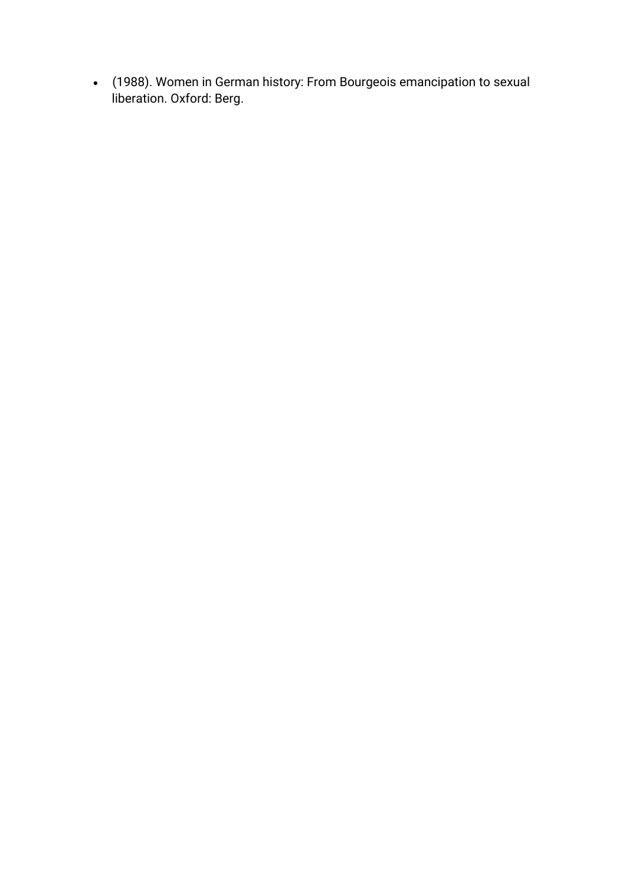- (1988). Women in German history: From Bourgeois emancipation to sexual liberation. Oxford: Berg.